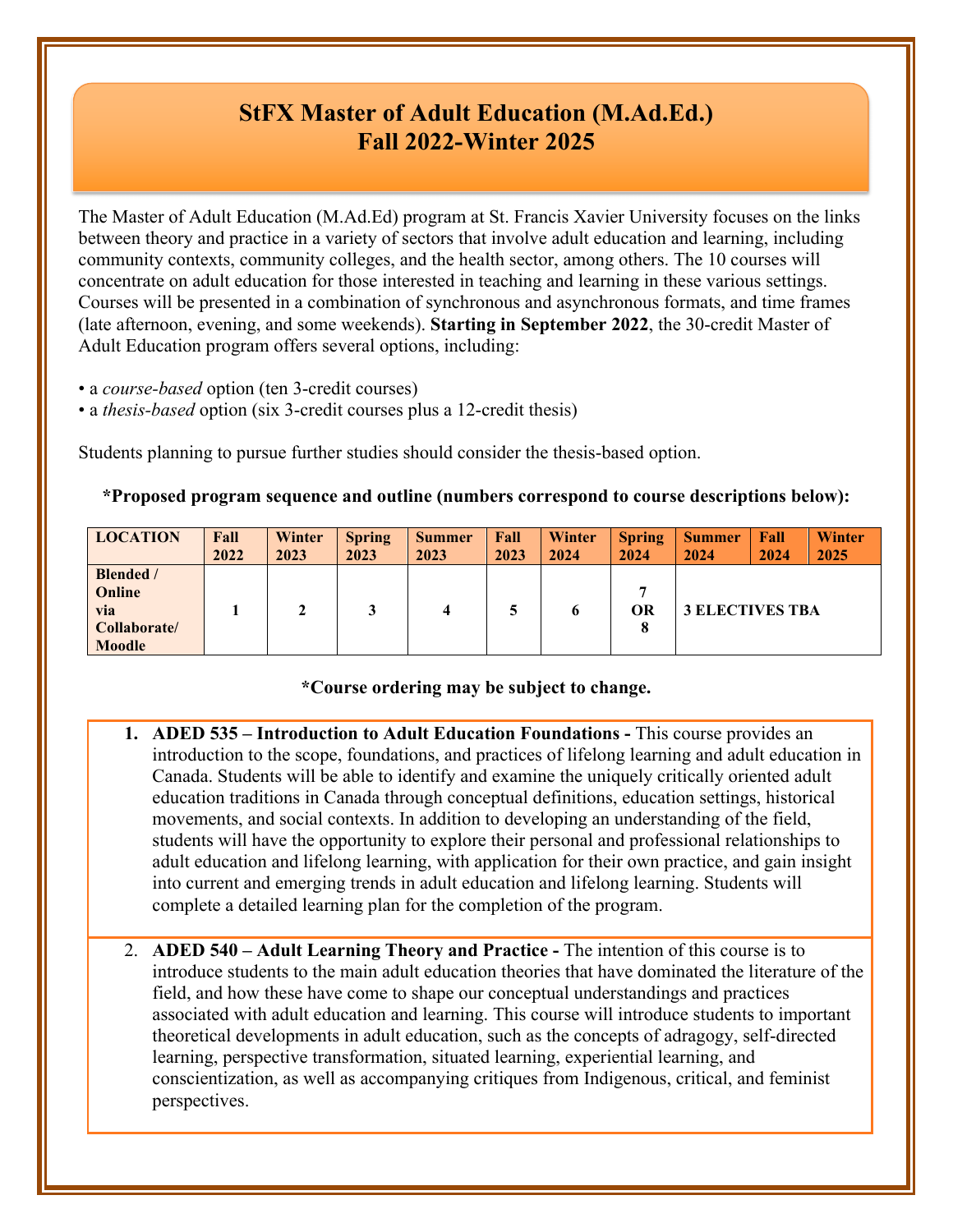# StFX Master of Adult Education (M.Ad.Ed.)
# Fall 2022-Winter 2025

The Master of Adult Education (M.Ad.Ed) program at St. Francis Xavier University focuses on the links between theory and practice in a variety of sectors that involve adult education and learning, including community contexts, community colleges, and the health sector, among others. The 10 courses will concentrate on adult education for those interested in teaching and learning in these various settings. Courses will be presented in a combination of synchronous and asynchronous formats, and time frames (late afternoon, evening, and some weekends). **Starting in September 2022**, the 30-credit Master of Adult Education program offers several options, including:

- a *course-based* option (ten 3-credit courses)
- a *thesis-based* option (six 3-credit courses plus a 12-credit thesis)

Students planning to pursue further studies should consider the thesis-based option.

**\*Proposed program sequence and outline (numbers correspond to course descriptions below):**

| LOCATION | Fall 2022 | Winter 2023 | Spring 2023 | Summer 2023 | Fall 2023 | Winter 2024 | Spring 2024 | Summer 2024 | Fall 2024 | Winter 2025 |
|---|---|---|---|---|---|---|---|---|---|---|
| Blended / Online via Collaborate/ Moodle | 1 | 2 | 3 | 4 | 5 | 6 | 7 OR 8 | 3 ELECTIVES TBA | | |

**\*Course ordering may be subject to change.**

1. **ADED 535 – Introduction to Adult Education Foundations -** This course provides an introduction to the scope, foundations, and practices of lifelong learning and adult education in Canada. Students will be able to identify and examine the uniquely critically oriented adult education traditions in Canada through conceptual definitions, education settings, historical movements, and social contexts. In addition to developing an understanding of the field, students will have the opportunity to explore their personal and professional relationships to adult education and lifelong learning, with application for their own practice, and gain insight into current and emerging trends in adult education and lifelong learning. Students will complete a detailed learning plan for the completion of the program.

2. **ADED 540 – Adult Learning Theory and Practice -** The intention of this course is to introduce students to the main adult education theories that have dominated the literature of the field, and how these have come to shape our conceptual understandings and practices associated with adult education and learning. This course will introduce students to important theoretical developments in adult education, such as the concepts of adragogy, self-directed learning, perspective transformation, situated learning, experiential learning, and conscientization, as well as accompanying critiques from Indigenous, critical, and feminist perspectives.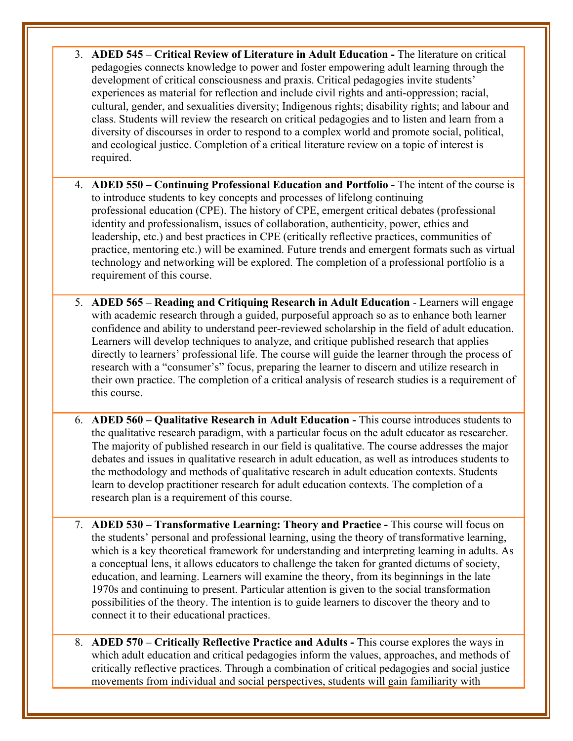3. **ADED 545 – Critical Review of Literature in Adult Education -** The literature on critical pedagogies connects knowledge to power and foster empowering adult learning through the development of critical consciousness and praxis. Critical pedagogies invite students' experiences as material for reflection and include civil rights and anti-oppression; racial, cultural, gender, and sexualities diversity; Indigenous rights; disability rights; and labour and class. Students will review the research on critical pedagogies and to listen and learn from a diversity of discourses in order to respond to a complex world and promote social, political, and ecological justice. Completion of a critical literature review on a topic of interest is required.

4. **ADED 550 – Continuing Professional Education and Portfolio -** The intent of the course is to introduce students to key concepts and processes of lifelong continuing professional education (CPE). The history of CPE, emergent critical debates (professional identity and professionalism, issues of collaboration, authenticity, power, ethics and leadership, etc.) and best practices in CPE (critically reflective practices, communities of practice, mentoring etc.) will be examined. Future trends and emergent formats such as virtual technology and networking will be explored. The completion of a professional portfolio is a requirement of this course.

5. **ADED 565 – Reading and Critiquing Research in Adult Education** - Learners will engage with academic research through a guided, purposeful approach so as to enhance both learner confidence and ability to understand peer-reviewed scholarship in the field of adult education. Learners will develop techniques to analyze, and critique published research that applies directly to learners' professional life. The course will guide the learner through the process of research with a "consumer's" focus, preparing the learner to discern and utilize research in their own practice. The completion of a critical analysis of research studies is a requirement of this course.

6. **ADED 560 – Qualitative Research in Adult Education -** This course introduces students to the qualitative research paradigm, with a particular focus on the adult educator as researcher. The majority of published research in our field is qualitative. The course addresses the major debates and issues in qualitative research in adult education, as well as introduces students to the methodology and methods of qualitative research in adult education contexts. Students learn to develop practitioner research for adult education contexts. The completion of a research plan is a requirement of this course.

7. **ADED 530 – Transformative Learning: Theory and Practice -** This course will focus on the students' personal and professional learning, using the theory of transformative learning, which is a key theoretical framework for understanding and interpreting learning in adults. As a conceptual lens, it allows educators to challenge the taken for granted dictums of society, education, and learning. Learners will examine the theory, from its beginnings in the late 1970s and continuing to present. Particular attention is given to the social transformation possibilities of the theory. The intention is to guide learners to discover the theory and to connect it to their educational practices.

8. **ADED 570 – Critically Reflective Practice and Adults -** This course explores the ways in which adult education and critical pedagogies inform the values, approaches, and methods of critically reflective practices. Through a combination of critical pedagogies and social justice movements from individual and social perspectives, students will gain familiarity with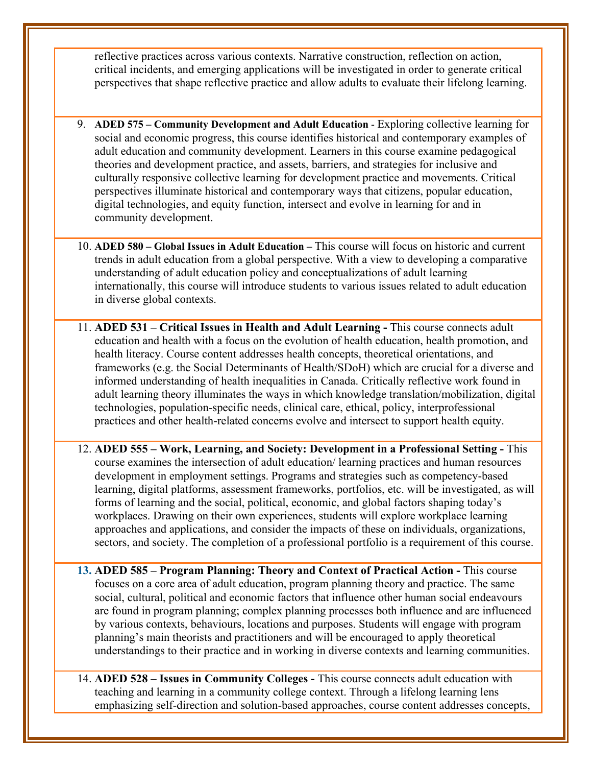reflective practices across various contexts. Narrative construction, reflection on action, critical incidents, and emerging applications will be investigated in order to generate critical perspectives that shape reflective practice and allow adults to evaluate their lifelong learning.

9. **ADED 575 – Community Development and Adult Education** - Exploring collective learning for social and economic progress, this course identifies historical and contemporary examples of adult education and community development. Learners in this course examine pedagogical theories and development practice, and assets, barriers, and strategies for inclusive and culturally responsive collective learning for development practice and movements. Critical perspectives illuminate historical and contemporary ways that citizens, popular education, digital technologies, and equity function, intersect and evolve in learning for and in community development.

10. **ADED 580 – Global Issues in Adult Education** – This course will focus on historic and current trends in adult education from a global perspective. With a view to developing a comparative understanding of adult education policy and conceptualizations of adult learning internationally, this course will introduce students to various issues related to adult education in diverse global contexts.

11. **ADED 531 – Critical Issues in Health and Adult Learning -** This course connects adult education and health with a focus on the evolution of health education, health promotion, and health literacy. Course content addresses health concepts, theoretical orientations, and frameworks (e.g. the Social Determinants of Health/SDoH) which are crucial for a diverse and informed understanding of health inequalities in Canada. Critically reflective work found in adult learning theory illuminates the ways in which knowledge translation/mobilization, digital technologies, population-specific needs, clinical care, ethical, policy, interprofessional practices and other health-related concerns evolve and intersect to support health equity.

12. **ADED 555 – Work, Learning, and Society: Development in a Professional Setting -** This course examines the intersection of adult education/ learning practices and human resources development in employment settings. Programs and strategies such as competency-based learning, digital platforms, assessment frameworks, portfolios, etc. will be investigated, as will forms of learning and the social, political, economic, and global factors shaping today's workplaces. Drawing on their own experiences, students will explore workplace learning approaches and applications, and consider the impacts of these on individuals, organizations, sectors, and society. The completion of a professional portfolio is a requirement of this course.

13. **ADED 585 – Program Planning: Theory and Context of Practical Action -** This course focuses on a core area of adult education, program planning theory and practice. The same social, cultural, political and economic factors that influence other human social endeavours are found in program planning; complex planning processes both influence and are influenced by various contexts, behaviours, locations and purposes. Students will engage with program planning's main theorists and practitioners and will be encouraged to apply theoretical understandings to their practice and in working in diverse contexts and learning communities.

14. **ADED 528 – Issues in Community Colleges -** This course connects adult education with teaching and learning in a community college context. Through a lifelong learning lens emphasizing self-direction and solution-based approaches, course content addresses concepts,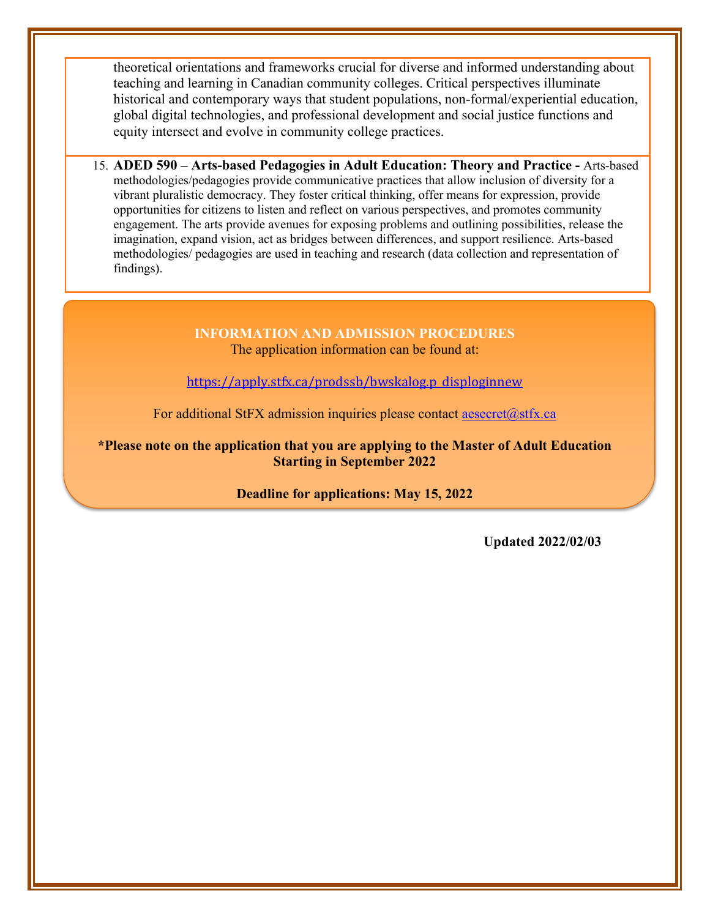theoretical orientations and frameworks crucial for diverse and informed understanding about teaching and learning in Canadian community colleges. Critical perspectives illuminate historical and contemporary ways that student populations, non-formal/experiential education, global digital technologies, and professional development and social justice functions and equity intersect and evolve in community college practices.

15. **ADED 590 – Arts-based Pedagogies in Adult Education: Theory and Practice -** Arts-based methodologies/pedagogies provide communicative practices that allow inclusion of diversity for a vibrant pluralistic democracy. They foster critical thinking, offer means for expression, provide opportunities for citizens to listen and reflect on various perspectives, and promotes community engagement. The arts provide avenues for exposing problems and outlining possibilities, release the imagination, expand vision, act as bridges between differences, and support resilience. Arts-based methodologies/ pedagogies are used in teaching and research (data collection and representation of findings).

**INFORMATION AND ADMISSION PROCEDURES**

The application information can be found at:

https://apply.stfx.ca/prodssb/bwskalog.p_disploginnew

For additional StFX admission inquiries please contact aesecret@stfx.ca

**\*Please note on the application that you are applying to the Master of Adult Education Starting in September 2022**

**Deadline for applications: May 15, 2022**

**Updated 2022/02/03**